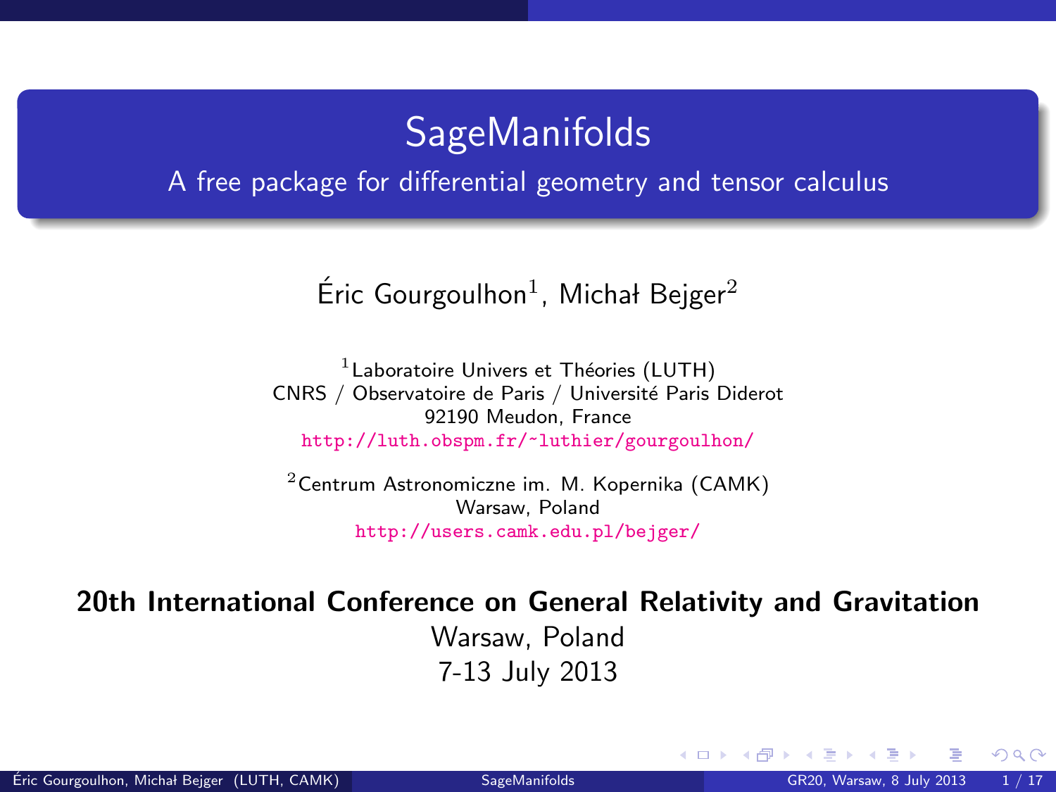# SageManifolds

## A free package for differential geometry and tensor calculus

Éric Gourgoulhon[1], Michał Bejger[2]

[1] Laboratoire Univers et Théories (LUTH)
CNRS / Observatoire de Paris / Université Paris Diderot
92190 Meudon, France
http://luth.obspm.fr/~luthier/gourgoulhon/

[2] Centrum Astronomiczne im. M. Kopernika (CAMK)
Warsaw, Poland
http://users.camk.edu.pl/bejger/

**20th International Conference on General Relativity and Gravitation**

Warsaw, Poland

7-13 July 2013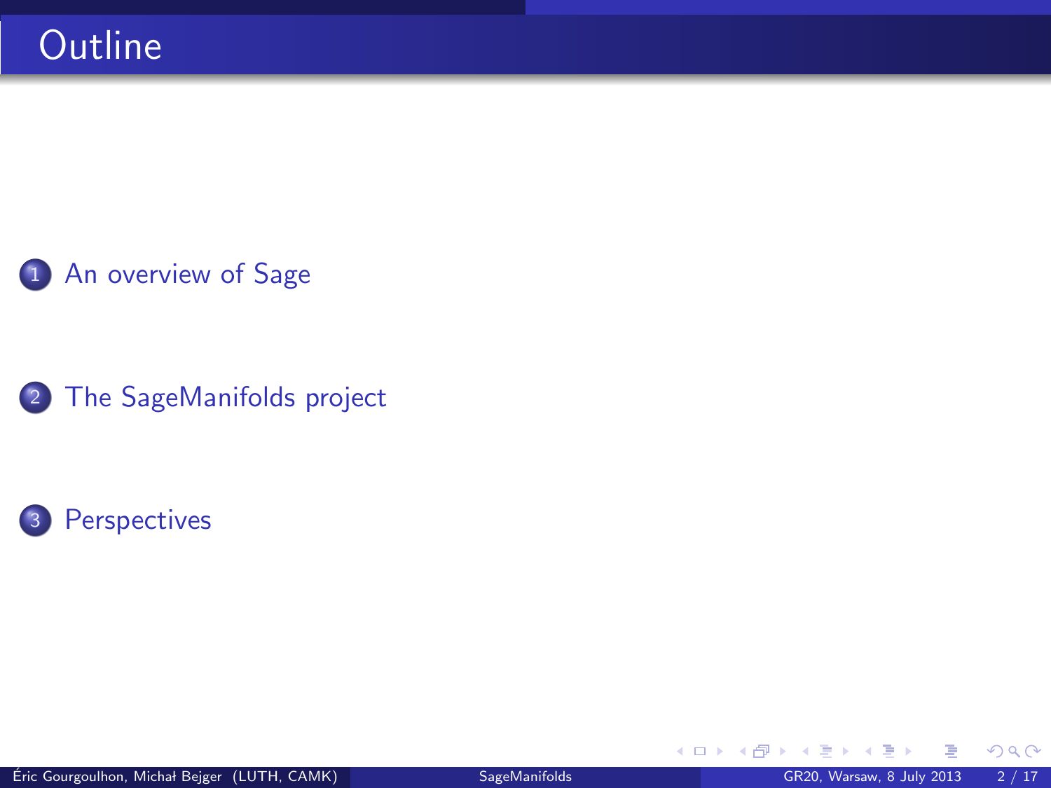# Outline

1. An overview of Sage
2. The SageManifolds project
3. Perspectives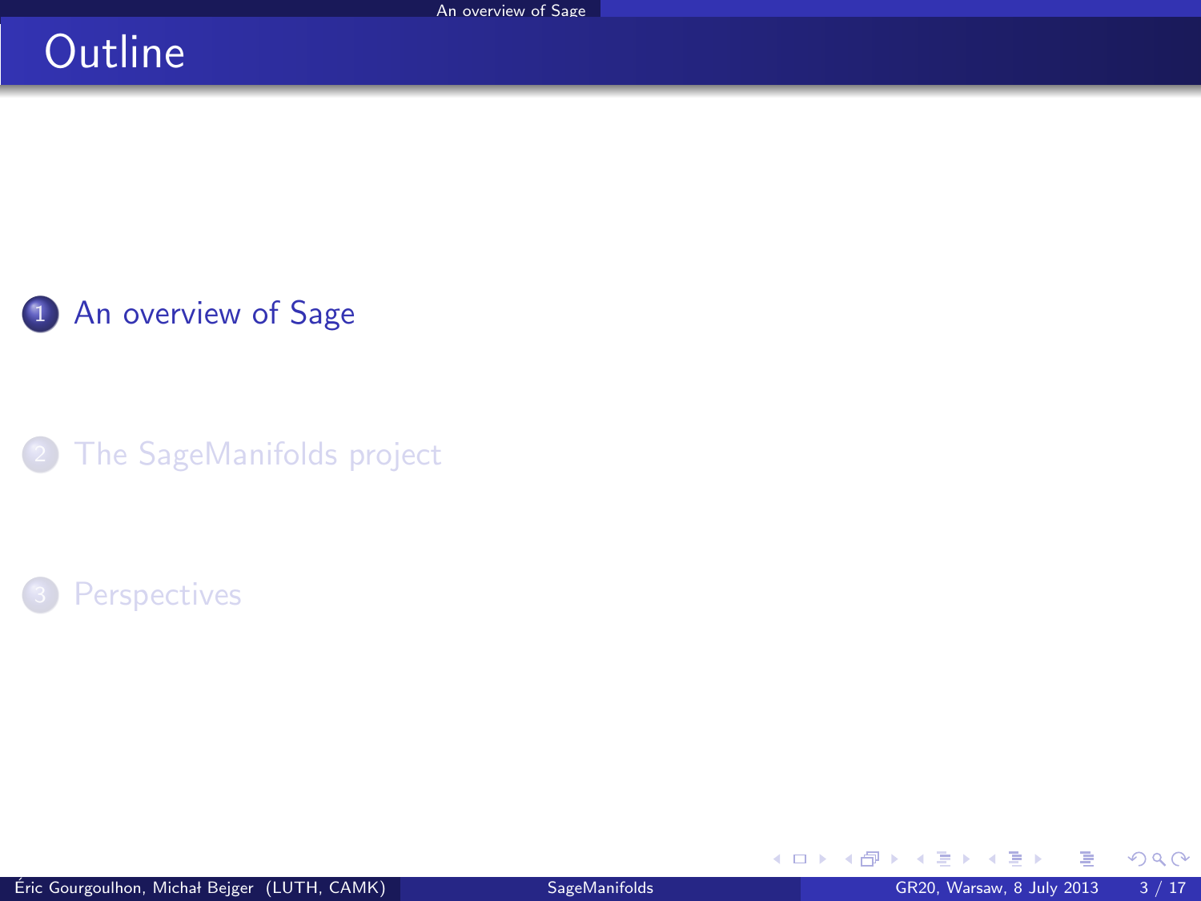# Outline

1. An overview of Sage
2. The SageManifolds project
3. Perspectives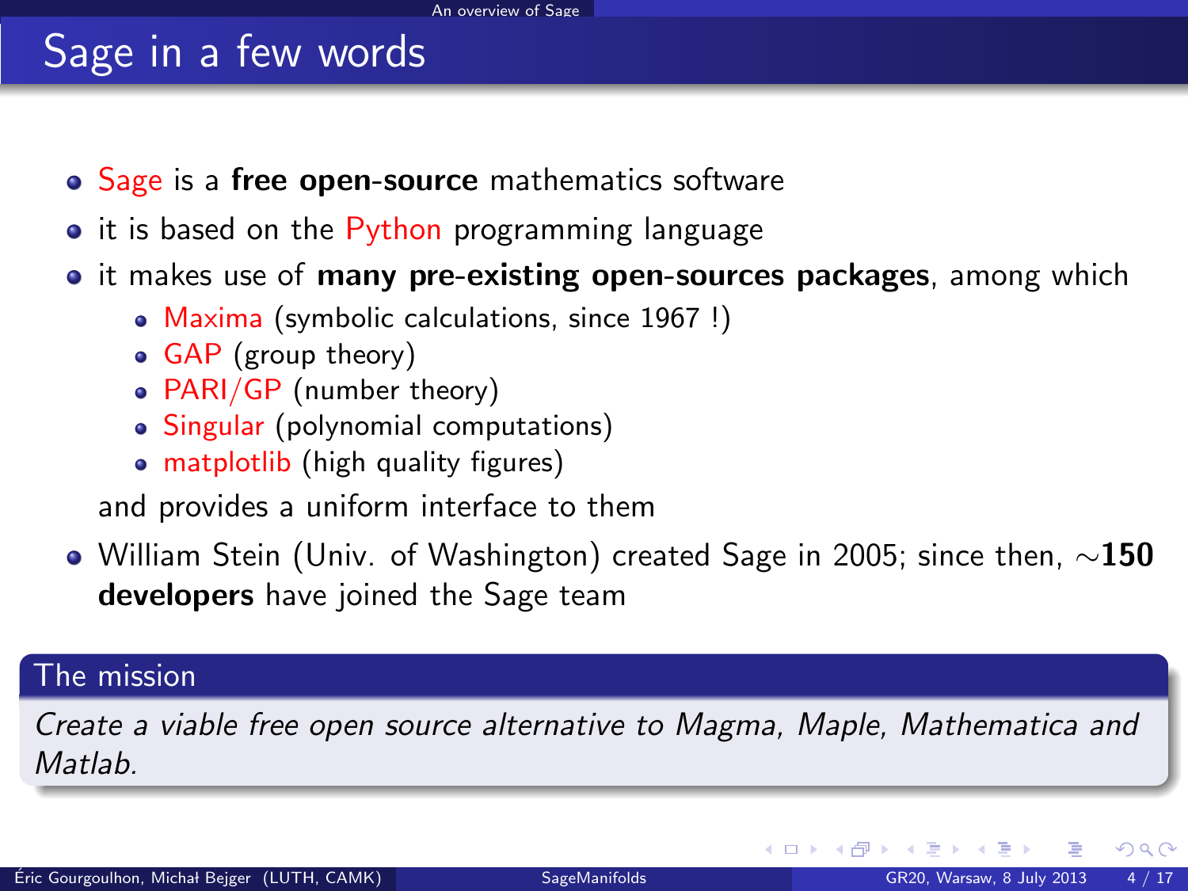# Sage in a few words

- Sage is a **free open-source** mathematics software
- it is based on the Python programming language
- it makes use of **many pre-existing open-sources packages**, among which
  - Maxima (symbolic calculations, since 1967 !)
  - GAP (group theory)
  - PARI/GP (number theory)
  - Singular (polynomial computations)
  - matplotlib (high quality figures)

  and provides a uniform interface to them
- William Stein (Univ. of Washington) created Sage in 2005; since then, ∼**150 developers** have joined the Sage team

**The mission**

*Create a viable free open source alternative to Magma, Maple, Mathematica and Matlab.*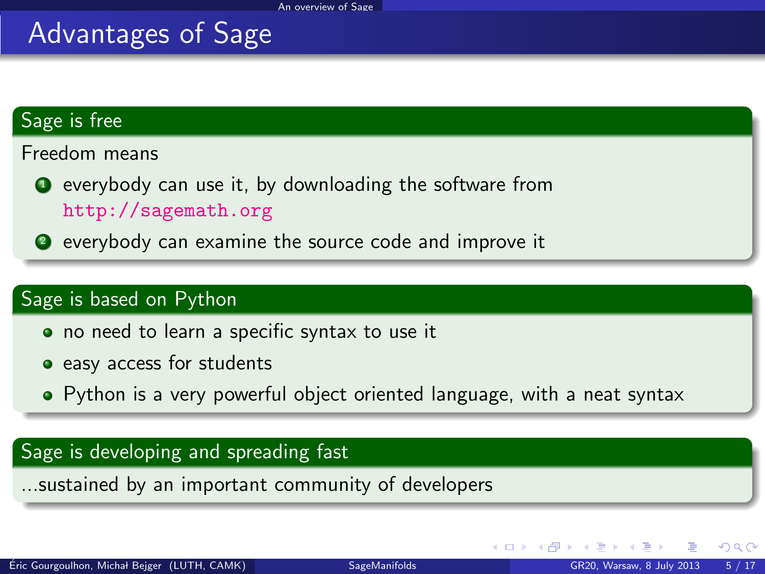# Advantages of Sage

## Sage is free

Freedom means

1. everybody can use it, by downloading the software from http://sagemath.org
2. everybody can examine the source code and improve it

## Sage is based on Python

- no need to learn a specific syntax to use it
- easy access for students
- Python is a very powerful object oriented language, with a neat syntax

## Sage is developing and spreading fast

...sustained by an important community of developers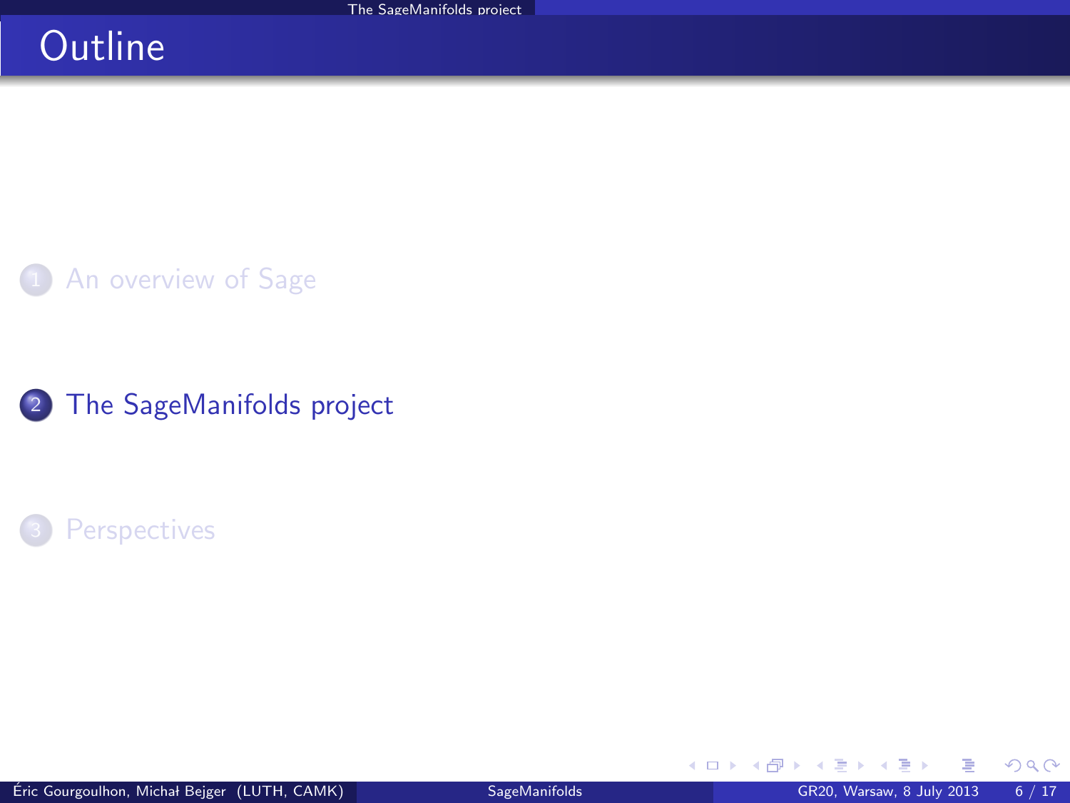# Outline

1. An overview of Sage
2. The SageManifolds project
3. Perspectives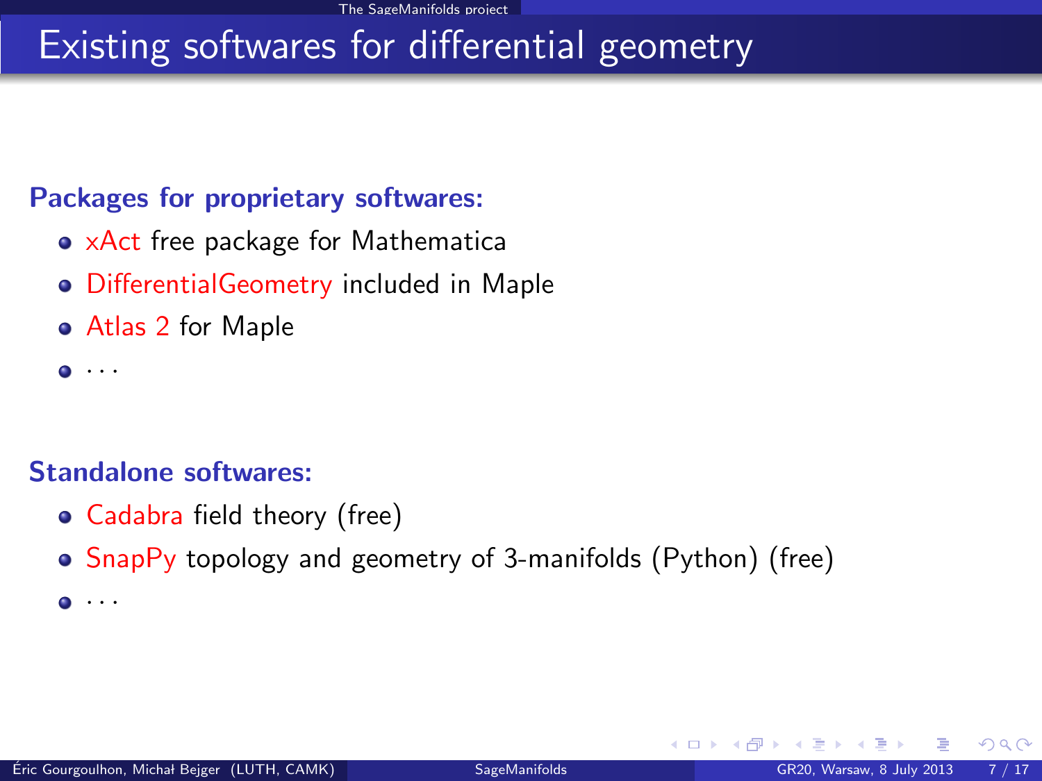# Existing softwares for differential geometry

**Packages for proprietary softwares:**

- xAct free package for Mathematica
- DifferentialGeometry included in Maple
- Atlas 2 for Maple
- ...

**Standalone softwares:**

- Cadabra field theory (free)
- SnapPy topology and geometry of 3-manifolds (Python) (free)
- ...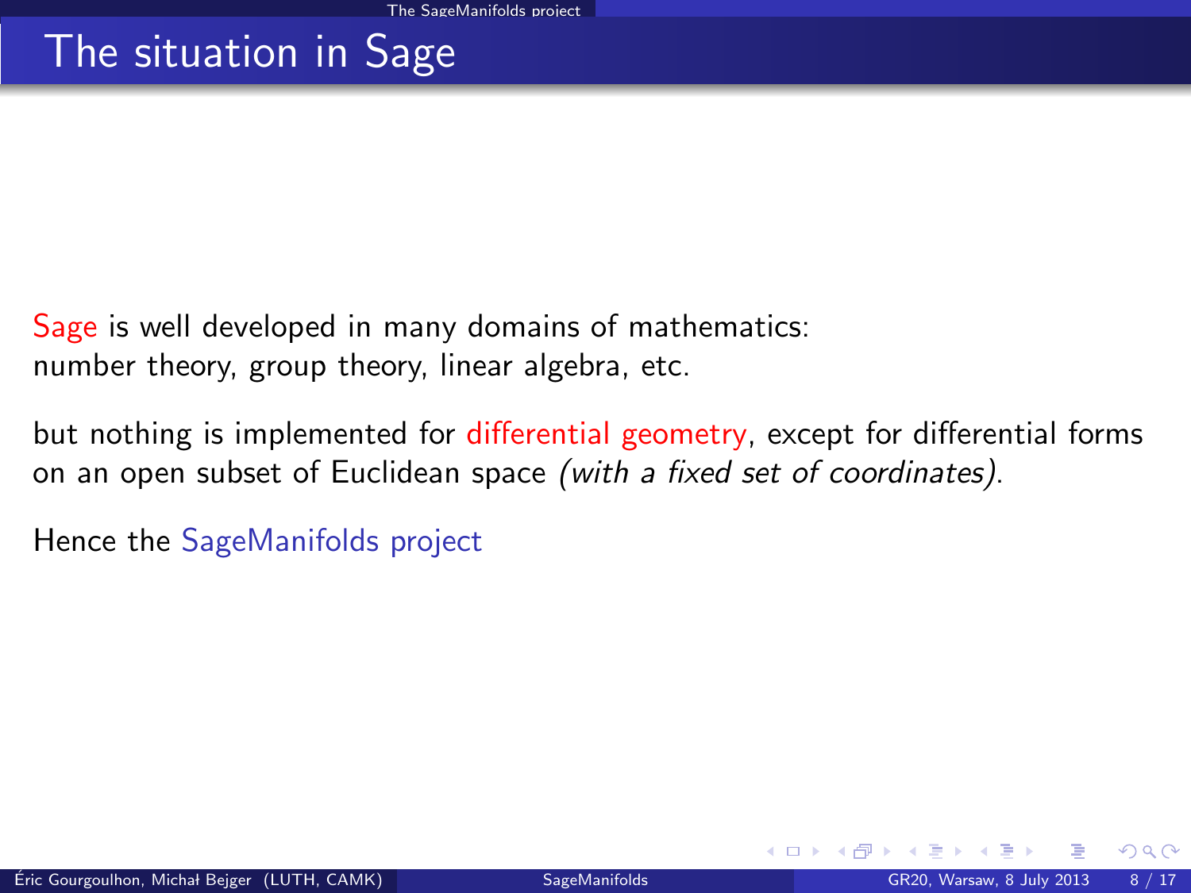# The situation in Sage

Sage is well developed in many domains of mathematics: number theory, group theory, linear algebra, etc.

but nothing is implemented for differential geometry, except for differential forms on an open subset of Euclidean space *(with a fixed set of coordinates)*.

Hence the SageManifolds project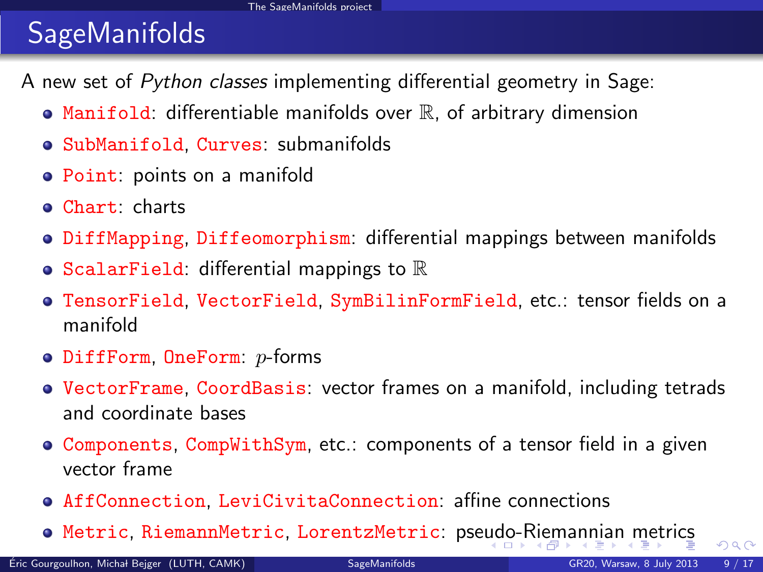# SageManifolds

A new set of *Python classes* implementing differential geometry in Sage:

- `Manifold`: differentiable manifolds over $\mathbb{R}$, of arbitrary dimension
- `SubManifold`, `Curves`: submanifolds
- `Point`: points on a manifold
- `Chart`: charts
- `DiffMapping`, `Diffeomorphism`: differential mappings between manifolds
- `ScalarField`: differential mappings to $\mathbb{R}$
- `TensorField`, `VectorField`, `SymBilinFormField`, etc.: tensor fields on a manifold
- `DiffForm`, `OneForm`: $p$-forms
- `VectorFrame`, `CoordBasis`: vector frames on a manifold, including tetrads and coordinate bases
- `Components`, `CompWithSym`, etc.: components of a tensor field in a given vector frame
- `AffConnection`, `LeviCivitaConnection`: affine connections
- `Metric`, `RiemannMetric`, `LorentzMetric`: pseudo-Riemannian metrics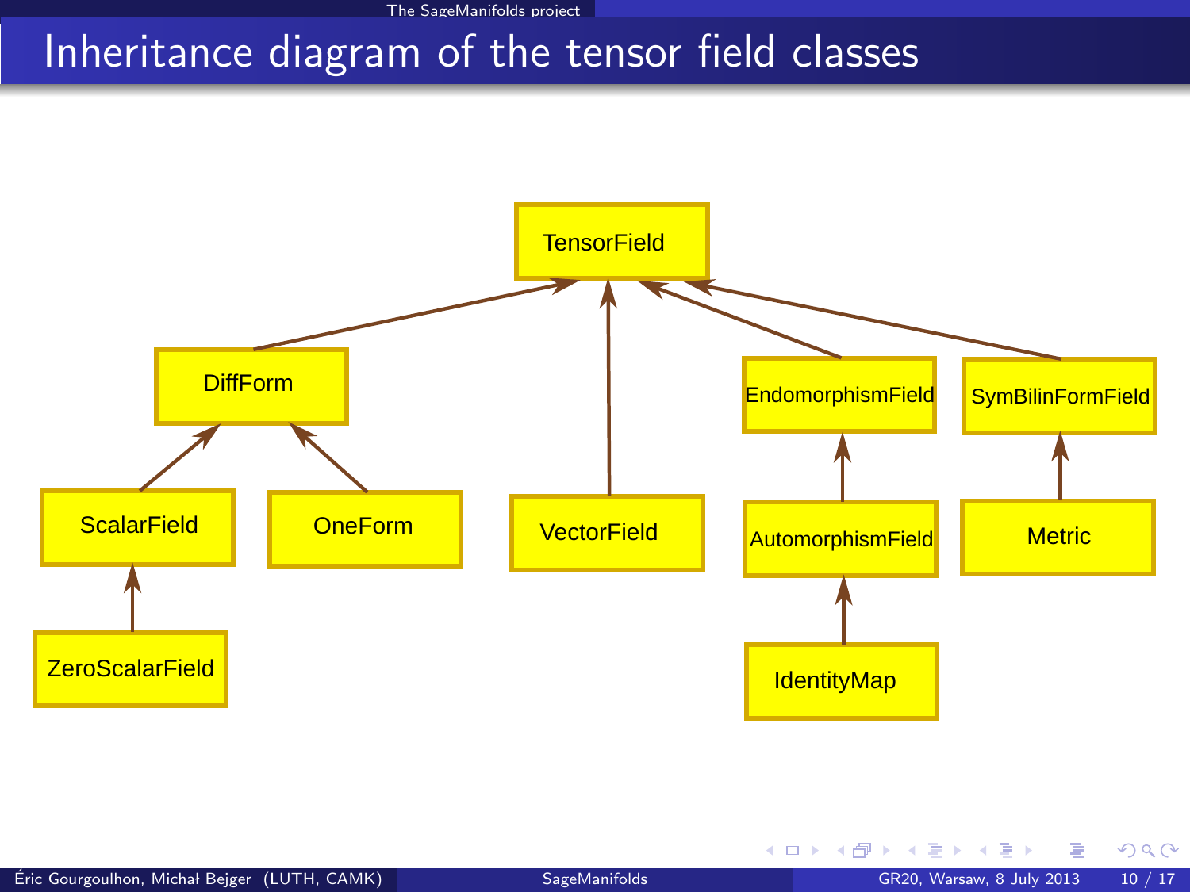# Inheritance diagram of the tensor field classes

TensorField

DiffForm

VectorField

EndomorphismField

SymBilinFormField

ScalarField

OneForm

AutomorphismField

Metric

ZeroScalarField

IdentityMap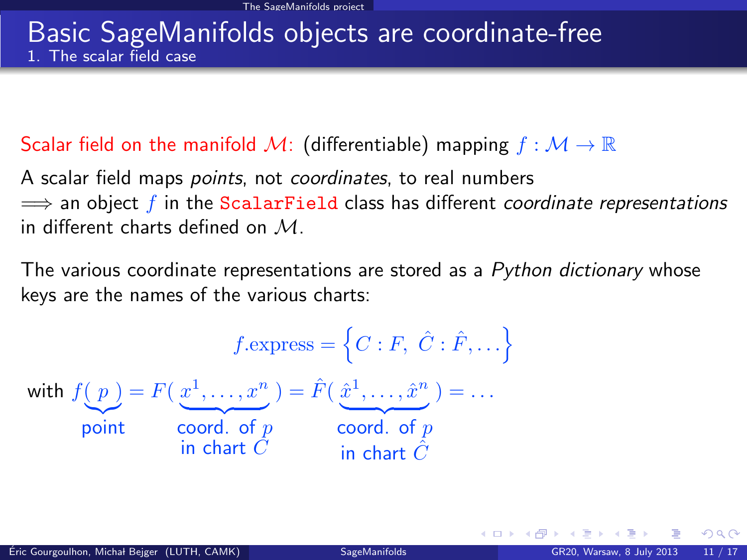## Basic SageManifolds objects are coordinate-free

### 1. The scalar field case

Scalar field on the manifold $\mathcal{M}$: (differentiable) mapping $f : \mathcal{M} \to \mathbb{R}$

A scalar field maps *points*, not *coordinates*, to real numbers
$\Longrightarrow$ an object $f$ in the `ScalarField` class has different *coordinate representations* in different charts defined on $\mathcal{M}$.

The various coordinate representations are stored as a *Python dictionary* whose keys are the names of the various charts:

$$f.\mathrm{express} = \left\{ C : F,\ \hat{C} : \hat{F}, \ldots \right\}$$

with
$$f(\underbrace{p}_{\text{point}}) = F(\underbrace{x^1, \ldots, x^n}_{\text{coord. of } p \text{ in chart } C}) = \hat{F}(\underbrace{\hat{x}^1, \ldots, \hat{x}^n}_{\text{coord. of } p \text{ in chart } \hat{C}}) = \ldots$$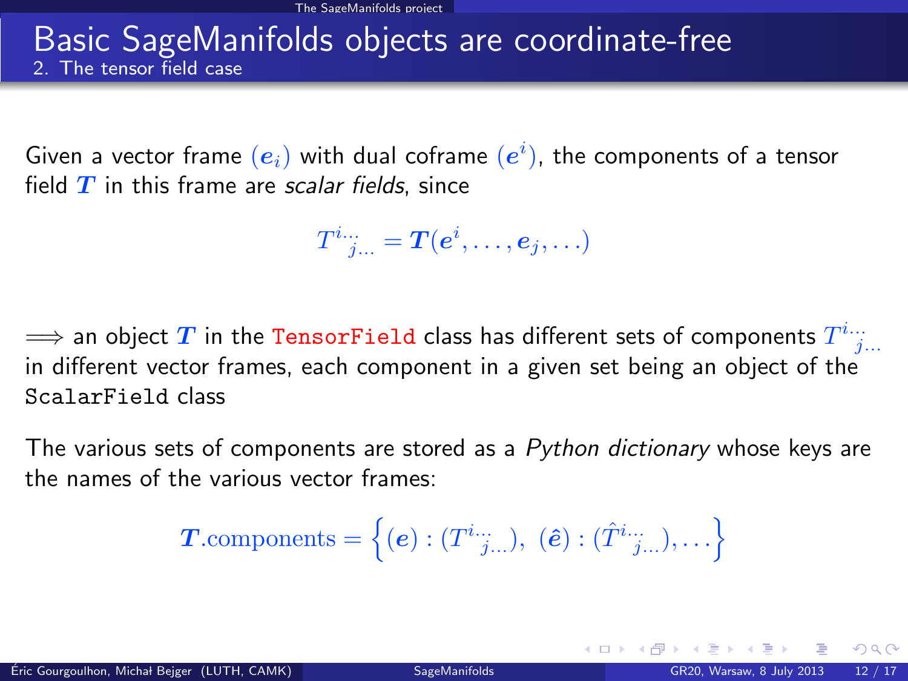# Basic SageManifolds objects are coordinate-free

## 2. The tensor field case

Given a vector frame $(\boldsymbol{e}_i)$ with dual coframe $(\boldsymbol{e}^i)$, the components of a tensor field $\boldsymbol{T}$ in this frame are *scalar fields*, since

$$T^{i\dots}_{\phantom{i\dots}j\dots} = \boldsymbol{T}(\boldsymbol{e}^i, \dots, \boldsymbol{e}_j, \dots)$$

$\Longrightarrow$ an object $\boldsymbol{T}$ in the `TensorField` class has different sets of components $T^{i\dots}_{\phantom{i\dots}j\dots}$ in different vector frames, each component in a given set being an object of the `ScalarField` class

The various sets of components are stored as a *Python dictionary* whose keys are the names of the various vector frames:

$$\boldsymbol{T}.\mathrm{components} = \left\{ (\boldsymbol{e}) : (T^{i\dots}_{\phantom{i\dots}j\dots}),\ (\hat{\boldsymbol{e}}) : (\hat{T}^{i\dots}_{\phantom{i\dots}j\dots}), \dots \right\}$$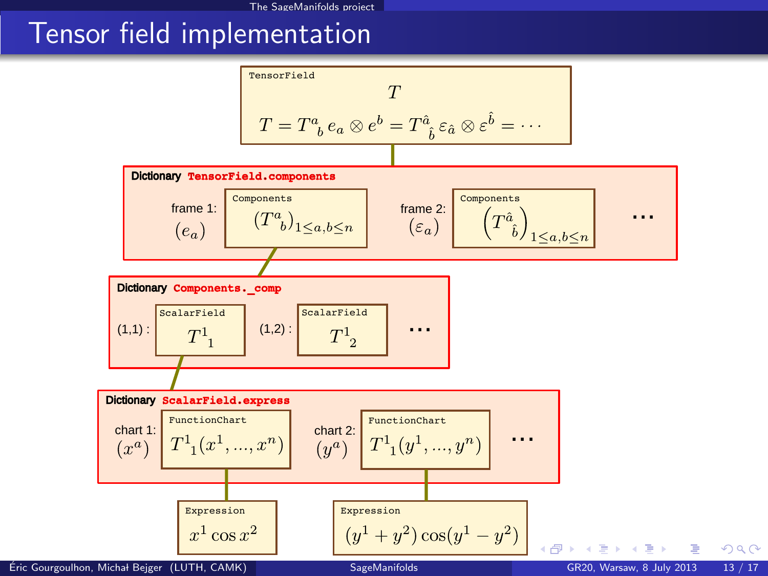# Tensor field implementation

**TensorField**

$$T$$

$$T = T^a{}_b \, e_a \otimes e^b = T^{\hat{a}}{}_{\hat{b}} \, \varepsilon_{\hat{a}} \otimes \varepsilon^{\hat{b}} = \cdots$$

**Dictionary** `TensorField.components`

- frame 1: $(e_a)$ → Components: $\left(T^a{}_b\right)_{1 \leq a,b \leq n}$
- frame 2: $(\varepsilon_a)$ → Components: $\left(T^{\hat{a}}{}_{\hat{b}}\right)_{1 \leq a,b \leq n}$
- ...

**Dictionary** `Components._comp`

- (1,1) : ScalarField $T^1{}_1$
- (1,2) : ScalarField $T^1{}_2$
- ...

**Dictionary** `ScalarField.express`

- chart 1: $(x^a)$ → FunctionChart $T^1{}_1(x^1, \ldots, x^n)$ → Expression $x^1 \cos x^2$
- chart 2: $(y^a)$ → FunctionChart $T^1{}_1(y^1, \ldots, y^n)$ → Expression $(y^1 + y^2) \cos(y^1 - y^2)$
- ...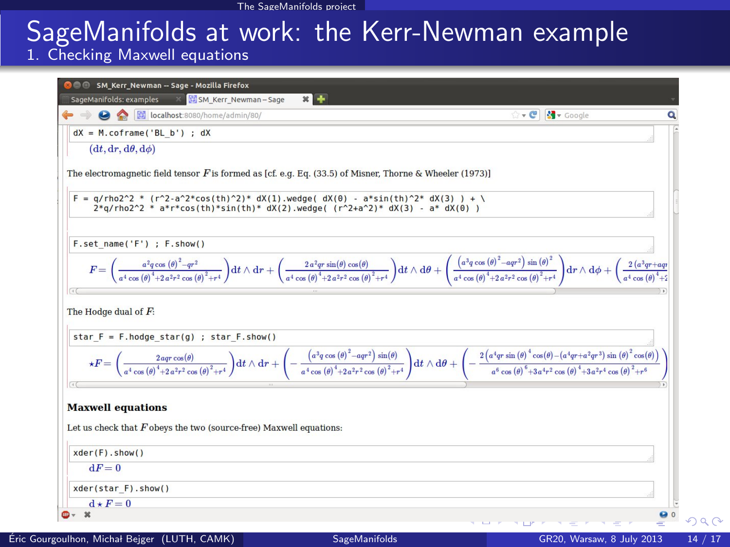# SageManifolds at work: the Kerr-Newman example

## 1. Checking Maxwell equations

```
dX = M.coframe('BL_b') ; dX
```

$(dt, dr, d\theta, d\phi)$

The electromagnetic field tensor $F$ is formed as [cf. e.g. Eq. (33.5) of Misner, Thorne & Wheeler (1973)]

```
F = q/rho2^2 * (r^2-a^2*cos(th)^2)* dX(1).wedge( dX(0) - a*sin(th)^2* dX(3) ) + \
    2*q/rho2^2 * a*r*cos(th)*sin(th)* dX(2).wedge( (r^2+a^2)* dX(3) - a* dX(0) )
```

```
F.set_name('F') ; F.show()
```

$$F = \left( \frac{a^2 q \cos(\theta)^2 - q r^2}{a^4 \cos(\theta)^4 + 2a^2 r^2 \cos(\theta)^2 + r^4} \right) dt \wedge dr + \left( \frac{2a^2 q r \sin(\theta) \cos(\theta)}{a^4 \cos(\theta)^4 + 2a^2 r^2 \cos(\theta)^2 + r^4} \right) dt \wedge d\theta + \left( \frac{\left(a^3 q \cos(\theta)^2 - a q r^2\right) \sin(\theta)^2}{a^4 \cos(\theta)^4 + 2a^2 r^2 \cos(\theta)^2 + r^4} \right) dr \wedge d\phi + \left( \frac{2\left(a^3 q r + a q r \right.}{a^4 \cos(\theta)^4 + 2} \right.$$

The Hodge dual of $F$:

```
star_F = F.hodge_star(g) ; star_F.show()
```

$$\star F = \left( \frac{2 a q r \cos(\theta)}{a^4 \cos(\theta)^4 + 2a^2 r^2 \cos(\theta)^2 + r^4} \right) dt \wedge dr + \left( -\frac{\left(a^3 q \cos(\theta)^2 - a q r^2\right) \sin(\theta)}{a^4 \cos(\theta)^4 + 2a^2 r^2 \cos(\theta)^2 + r^4} \right) dt \wedge d\theta + \left( -\frac{2\left(a^4 q r \sin(\theta)^4 \cos(\theta) - \left(a^4 q r + a^2 q r^3\right) \sin(\theta)^2 \cos(\theta)\right)}{a^6 \cos(\theta)^6 + 3a^4 r^2 \cos(\theta)^4 + 3a^2 r^4 \cos(\theta)^2 + r^6} \right)$$

### Maxwell equations

Let us check that $F$ obeys the two (source-free) Maxwell equations:

```
xder(F).show()
```

$dF = 0$

```
xder(star_F).show()
```

$d \star F = 0$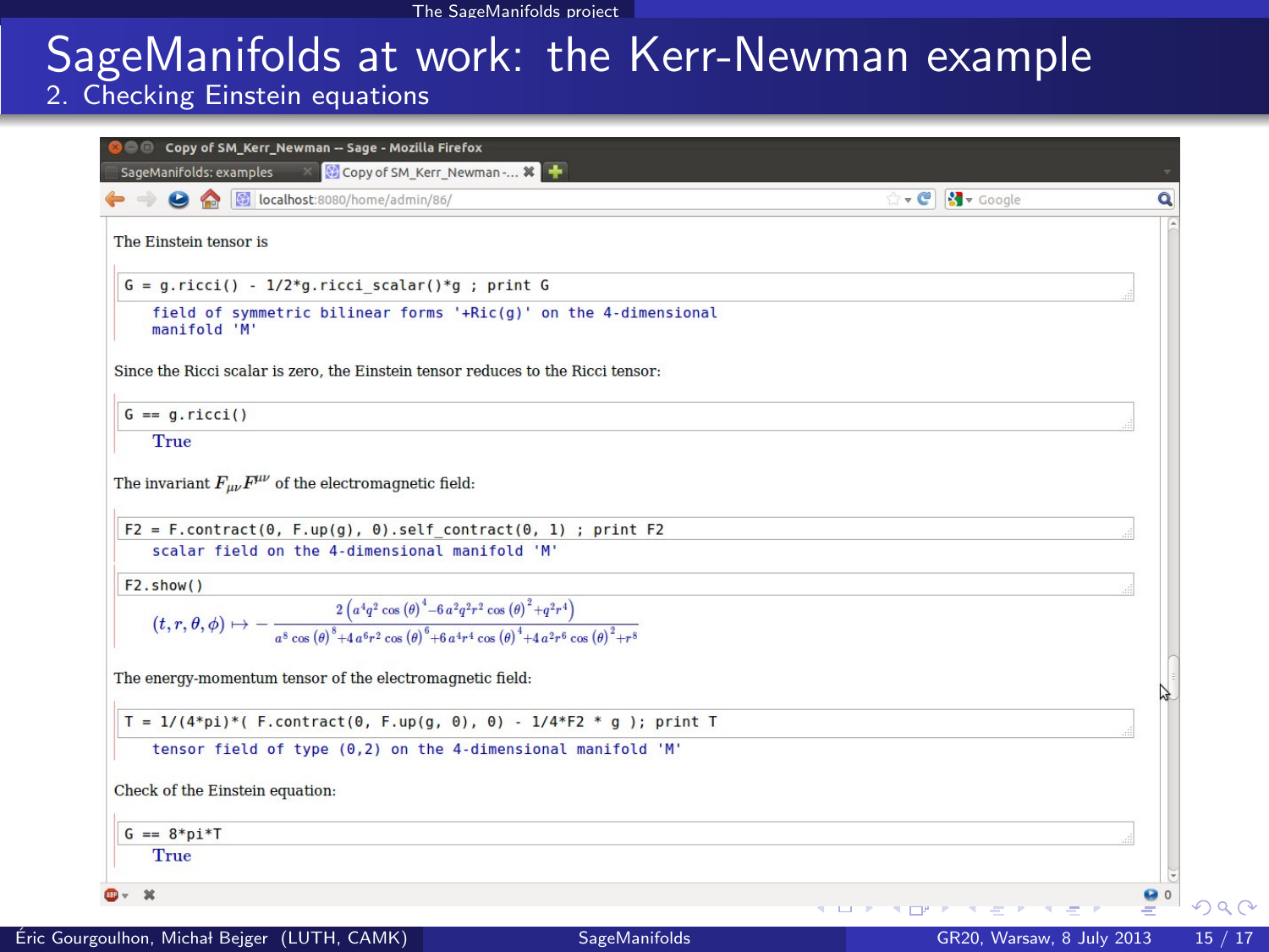# SageManifolds at work: the Kerr-Newman example

## 2. Checking Einstein equations

The Einstein tensor is

```
G = g.ricci() - 1/2*g.ricci_scalar()*g ; print G
```

```
field of symmetric bilinear forms '+Ric(g)' on the 4-dimensional
manifold 'M'
```

Since the Ricci scalar is zero, the Einstein tensor reduces to the Ricci tensor:

```
G == g.ricci()
```

True

The invariant $F_{\mu\nu}F^{\mu\nu}$ of the electromagnetic field:

```
F2 = F.contract(0, F.up(g), 0).self_contract(0, 1) ; print F2
```

```
scalar field on the 4-dimensional manifold 'M'
```

```
F2.show()
```

$$(t, r, \theta, \phi) \mapsto -\frac{2\left(a^4 q^2 \cos(\theta)^4 - 6\,a^2 q^2 r^2 \cos(\theta)^2 + q^2 r^4\right)}{a^8 \cos(\theta)^8 + 4\,a^6 r^2 \cos(\theta)^6 + 6\,a^4 r^4 \cos(\theta)^4 + 4\,a^2 r^6 \cos(\theta)^2 + r^8}$$

The energy-momentum tensor of the electromagnetic field:

```
T = 1/(4*pi)*( F.contract(0, F.up(g, 0), 0) - 1/4*F2 * g ); print T
```

```
tensor field of type (0,2) on the 4-dimensional manifold 'M'
```

Check of the Einstein equation:

```
G == 8*pi*T
```

True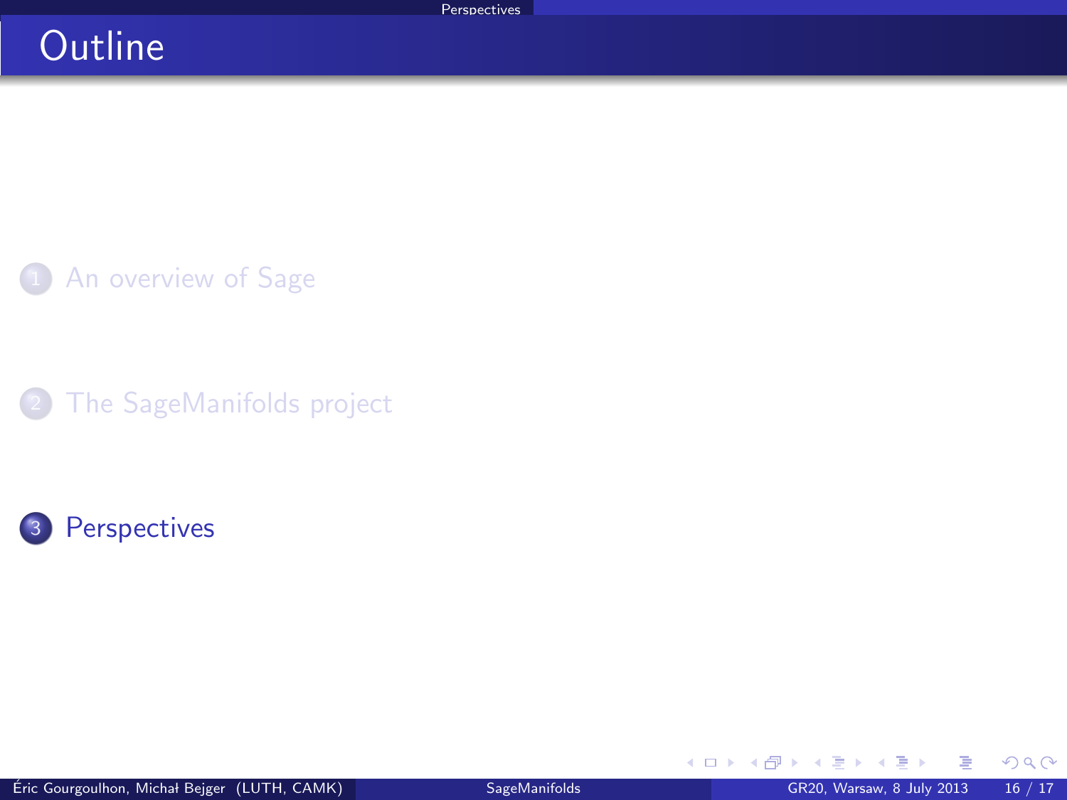# Outline

1. An overview of Sage
2. The SageManifolds project
3. Perspectives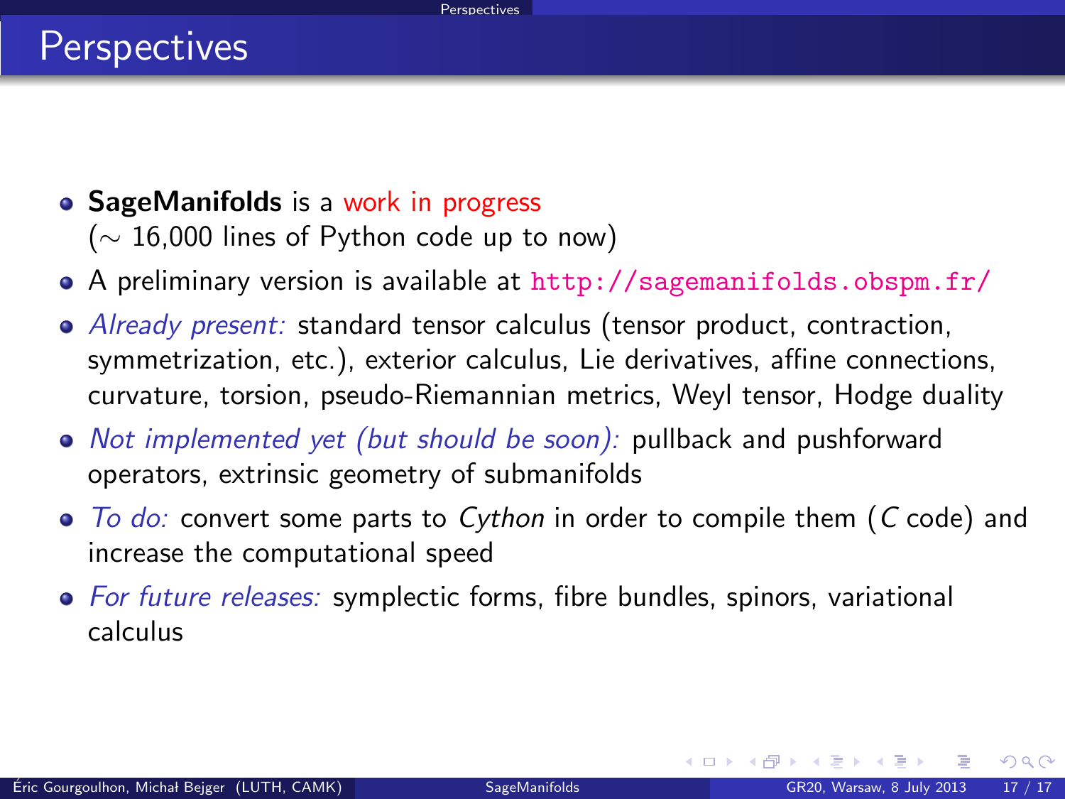# Perspectives

- **SageManifolds** is a work in progress
  ($\sim$ 16,000 lines of Python code up to now)
- A preliminary version is available at `http://sagemanifolds.obspm.fr/`
- *Already present:* standard tensor calculus (tensor product, contraction, symmetrization, etc.), exterior calculus, Lie derivatives, affine connections, curvature, torsion, pseudo-Riemannian metrics, Weyl tensor, Hodge duality
- *Not implemented yet (but should be soon):* pullback and pushforward operators, extrinsic geometry of submanifolds
- *To do:* convert some parts to *Cython* in order to compile them (*C* code) and increase the computational speed
- *For future releases:* symplectic forms, fibre bundles, spinors, variational calculus